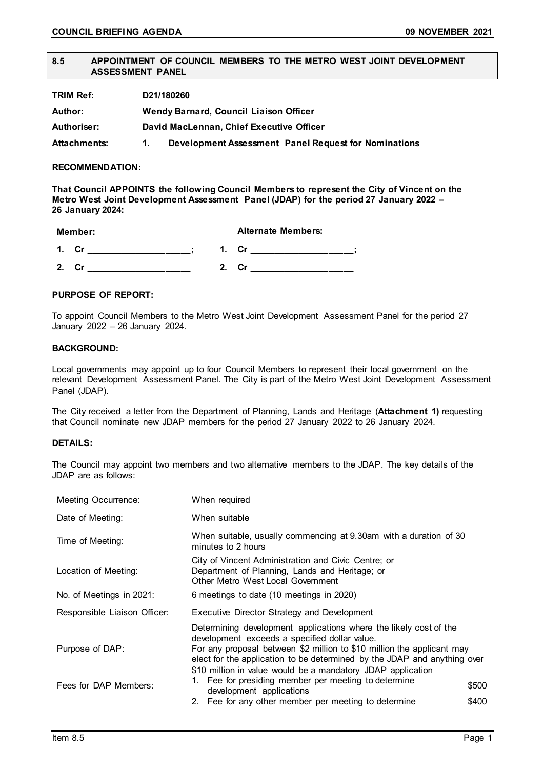## 8.5 APPOINTMENT OF COUNCIL MEMBERS TO THE METRO WEST JOINT DEVELOPMENT ASSESSMENT PANEL

| | |
|---|---|
| **TRIM Ref:** | **D21/180260** |
| **Author:** | **Wendy Barnard, Council Liaison Officer** |
| **Authoriser:** | **David MacLennan, Chief Executive Officer** |
| **Attachments:** | **1. Development Assessment Panel Request for Nominations** |

**RECOMMENDATION:**

**That Council APPOINTS the following Council Members to represent the City of Vincent on the Metro West Joint Development Assessment Panel (JDAP) for the period 27 January 2022 – 26 January 2024:**

| **Member:** | **Alternate Members:** |
|---|---|
| **1. Cr ____________________;** | **1. Cr ____________________;** |
| **2. Cr ____________________** | **2. Cr ____________________** |

**PURPOSE OF REPORT:**

To appoint Council Members to the Metro West Joint Development Assessment Panel for the period 27 January 2022 – 26 January 2024.

**BACKGROUND:**

Local governments may appoint up to four Council Members to represent their local government on the relevant Development Assessment Panel. The City is part of the Metro West Joint Development Assessment Panel (JDAP).

The City received a letter from the Department of Planning, Lands and Heritage (**Attachment 1)** requesting that Council nominate new JDAP members for the period 27 January 2022 to 26 January 2024.

**DETAILS:**

The Council may appoint two members and two alternative members to the JDAP. The key details of the JDAP are as follows:

| | | |
|---|---|---|
| Meeting Occurrence: | When required | |
| Date of Meeting: | When suitable | |
| Time of Meeting: | When suitable, usually commencing at 9.30am with a duration of 30 minutes to 2 hours | |
| Location of Meeting: | City of Vincent Administration and Civic Centre; or<br>Department of Planning, Lands and Heritage; or<br>Other Metro West Local Government | |
| No. of Meetings in 2021: | 6 meetings to date (10 meetings in 2020) | |
| Responsible Liaison Officer: | Executive Director Strategy and Development | |
| Purpose of DAP: | Determining development applications where the likely cost of the development exceeds a specified dollar value.<br>For any proposal between $2 million to $10 million the applicant may elect for the application to be determined by the JDAP and anything over $10 million in value would be a mandatory JDAP application | |
| Fees for DAP Members: | 1. Fee for presiding member per meeting to determine development applications | $500 |
| | 2. Fee for any other member per meeting to determine | $400 |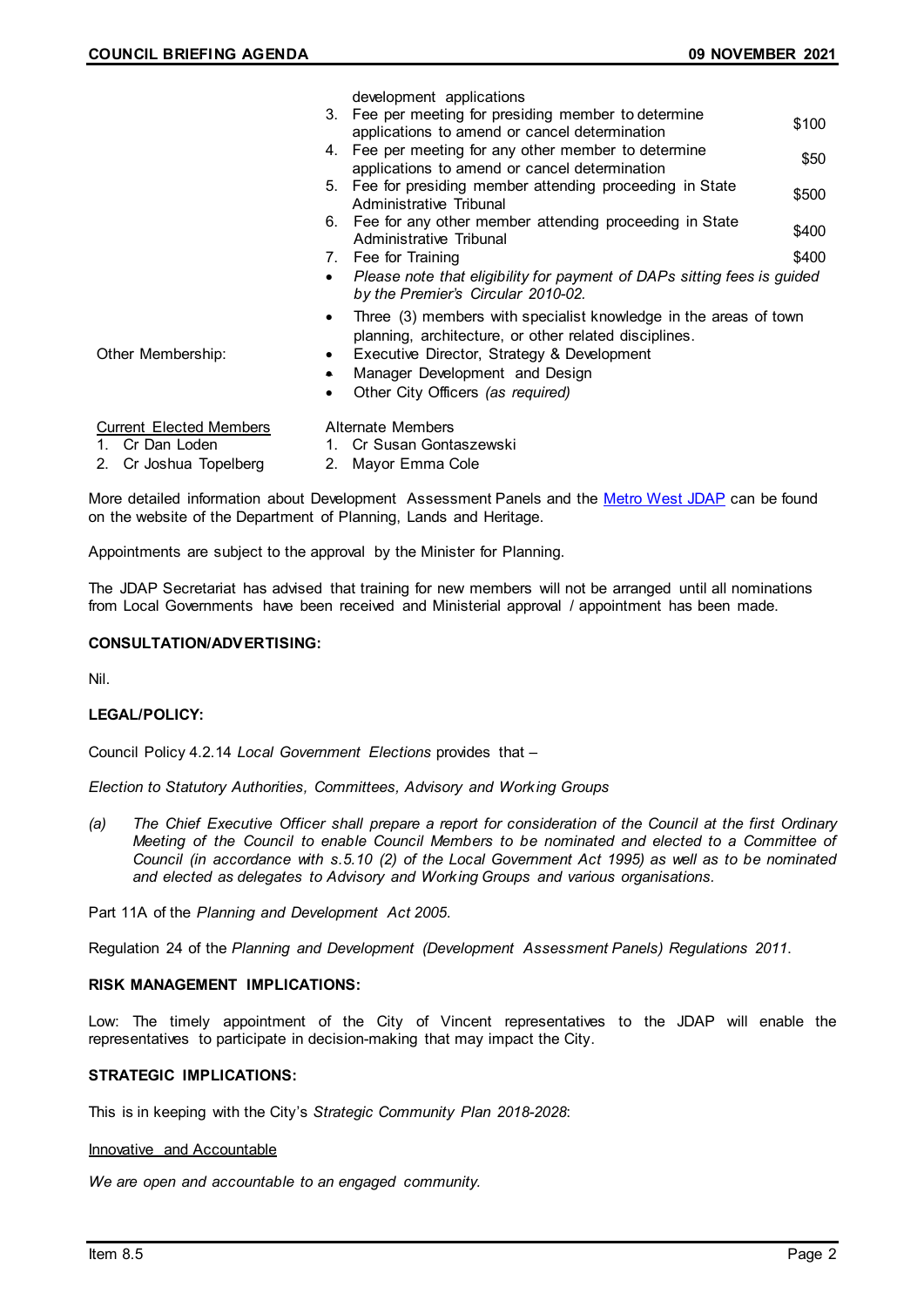development applications

3. Fee per meeting for presiding member to determine applications to amend or cancel determination — $100
4. Fee per meeting for any other member to determine applications to amend or cancel determination — $50
5. Fee for presiding member attending proceeding in State Administrative Tribunal — $500
6. Fee for any other member attending proceeding in State Administrative Tribunal — $400
7. Fee for Training — $400

- *Please note that eligibility for payment of DAPs sitting fees is guided by the Premier's Circular 2010-02.*

- Three (3) members with specialist knowledge in the areas of town planning, architecture, or other related disciplines.

Other Membership:

- Executive Director, Strategy & Development
- Manager Development and Design
- Other City Officers *(as required)*

| Current Elected Members | Alternate Members |
|---|---|
| 1. Cr Dan Loden | 1. Cr Susan Gontaszewski |
| 2. Cr Joshua Topelberg | 2. Mayor Emma Cole |

More detailed information about Development Assessment Panels and the Metro West JDAP can be found on the website of the Department of Planning, Lands and Heritage.

Appointments are subject to the approval by the Minister for Planning.

The JDAP Secretariat has advised that training for new members will not be arranged until all nominations from Local Governments have been received and Ministerial approval / appointment has been made.

**CONSULTATION/ADVERTISING:**

Nil.

**LEGAL/POLICY:**

Council Policy 4.2.14 *Local Government Elections* provides that –

*Election to Statutory Authorities, Committees, Advisory and Working Groups*

*(a) The Chief Executive Officer shall prepare a report for consideration of the Council at the first Ordinary Meeting of the Council to enable Council Members to be nominated and elected to a Committee of Council (in accordance with s.5.10 (2) of the Local Government Act 1995) as well as to be nominated and elected as delegates to Advisory and Working Groups and various organisations.*

Part 11A of the *Planning and Development Act 2005*.

Regulation 24 of the *Planning and Development (Development Assessment Panels) Regulations 2011*.

**RISK MANAGEMENT IMPLICATIONS:**

Low: The timely appointment of the City of Vincent representatives to the JDAP will enable the representatives to participate in decision-making that may impact the City.

**STRATEGIC IMPLICATIONS:**

This is in keeping with the City's *Strategic Community Plan 2018-2028*:

Innovative and Accountable

*We are open and accountable to an engaged community.*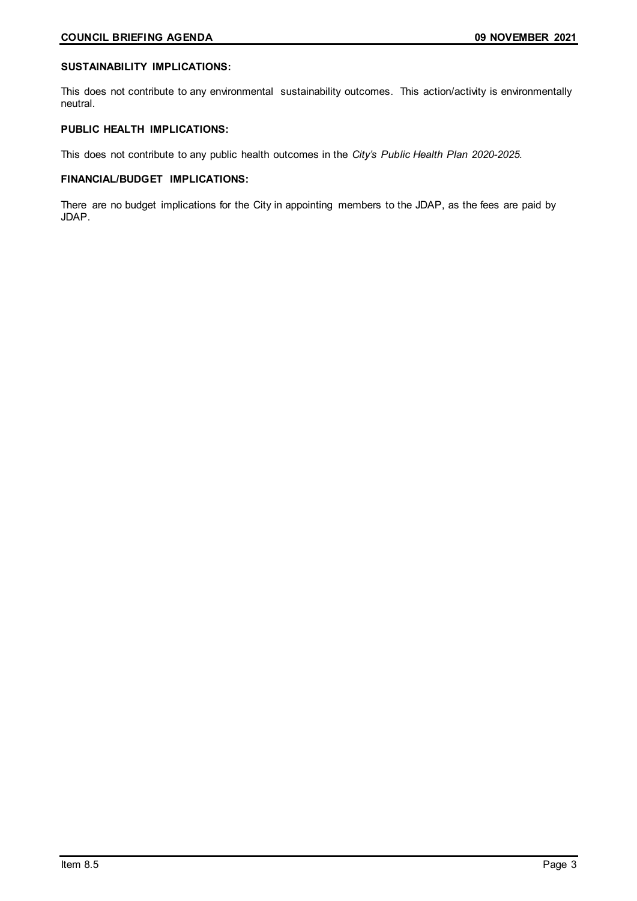**SUSTAINABILITY IMPLICATIONS:**

This does not contribute to any environmental sustainability outcomes. This action/activity is environmentally neutral.

**PUBLIC HEALTH IMPLICATIONS:**

This does not contribute to any public health outcomes in the *City's Public Health Plan 2020-2025*.

**FINANCIAL/BUDGET IMPLICATIONS:**

There are no budget implications for the City in appointing members to the JDAP, as the fees are paid by JDAP.